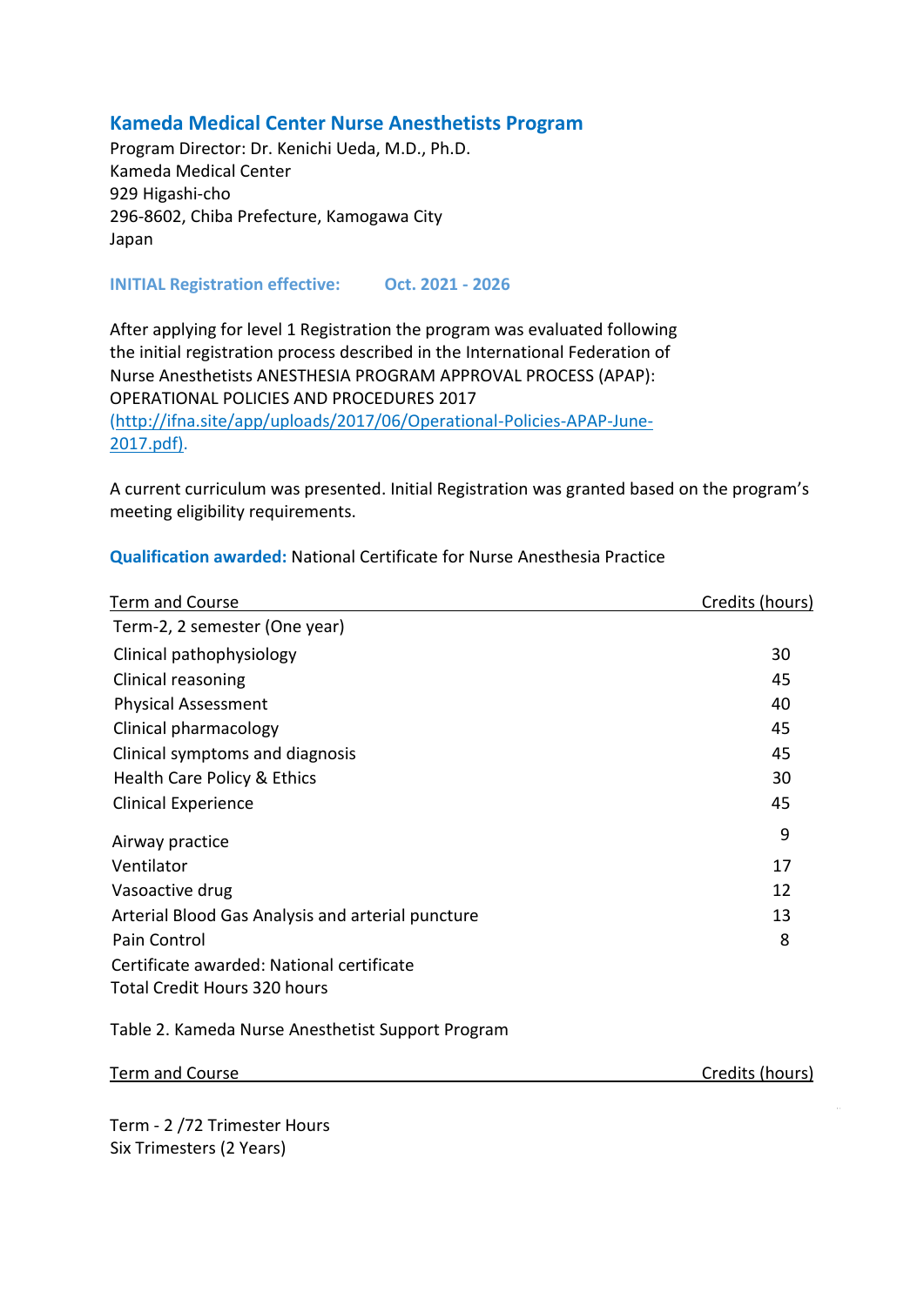## Kameda Medical Center Nurse Anesthetists Program

Program Director: Dr. Kenichi Ueda, M.D., Ph.D.
Kameda Medical Center
929 Higashi-cho
296-8602, Chiba Prefecture, Kamogawa City
Japan

**INITIAL Registration effective: Oct. 2021 - 2026**

After applying for level 1 Registration the program was evaluated following the initial registration process described in the International Federation of Nurse Anesthetists ANESTHESIA PROGRAM APPROVAL PROCESS (APAP): OPERATIONAL POLICIES AND PROCEDURES 2017 (http://ifna.site/app/uploads/2017/06/Operational-Policies-APAP-June-2017.pdf).

A current curriculum was presented. Initial Registration was granted based on the program's meeting eligibility requirements.

**Qualification awarded:** National Certificate for Nurse Anesthesia Practice

| Term and Course | Credits (hours) |
|---|---|
| Term-2, 2 semester (One year) | |
| Clinical pathophysiology | 30 |
| Clinical reasoning | 45 |
| Physical Assessment | 40 |
| Clinical pharmacology | 45 |
| Clinical symptoms and diagnosis | 45 |
| Health Care Policy & Ethics | 30 |
| Clinical Experience | 45 |
| Airway practice | 9 |
| Ventilator | 17 |
| Vasoactive drug | 12 |
| Arterial Blood Gas Analysis and arterial puncture | 13 |
| Pain Control | 8 |
| Certificate awarded: National certificate | |
| Total Credit Hours 320 hours | |

Table 2. Kameda Nurse Anesthetist Support Program

| Term and Course | Credits (hours) |
|---|---|
| Term - 2 /72 Trimester Hours<br>Six Trimesters (2 Years) | |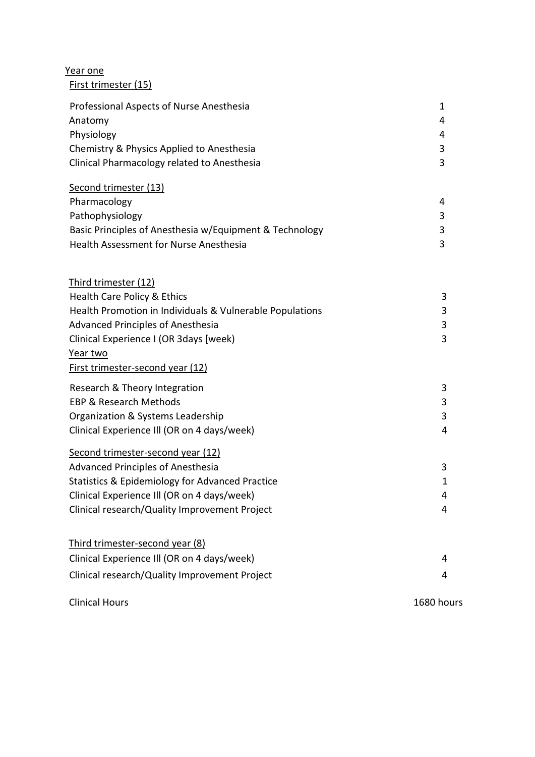Year one

First trimester (15)

| | |
|---|---|
| Professional Aspects of Nurse Anesthesia | 1 |
| Anatomy | 4 |
| Physiology | 4 |
| Chemistry & Physics Applied to Anesthesia | 3 |
| Clinical Pharmacology related to Anesthesia | 3 |

Second trimester (13)

| | |
|---|---|
| Pharmacology | 4 |
| Pathophysiology | 3 |
| Basic Principles of Anesthesia w/Equipment & Technology | 3 |
| Health Assessment for Nurse Anesthesia | 3 |

Third trimester (12)

| | |
|---|---|
| Health Care Policy & Ethics | 3 |
| Health Promotion in Individuals & Vulnerable Populations | 3 |
| Advanced Principles of Anesthesia | 3 |
| Clinical Experience I (OR 3days [week) | 3 |

Year two

First trimester-second year (12)

| | |
|---|---|
| Research & Theory Integration | 3 |
| EBP & Research Methods | 3 |
| Organization & Systems Leadership | 3 |
| Clinical Experience Ill (OR on 4 days/week) | 4 |

Second trimester-second year (12)

| | |
|---|---|
| Advanced Principles of Anesthesia | 3 |
| Statistics & Epidemiology for Advanced Practice | 1 |
| Clinical Experience Ill (OR on 4 days/week) | 4 |
| Clinical research/Quality Improvement Project | 4 |

Third trimester-second year (8)

| | |
|---|---|
| Clinical Experience Ill (OR on 4 days/week) | 4 |
| Clinical research/Quality Improvement Project | 4 |

| | |
|---|---|
| Clinical Hours | 1680 hours |